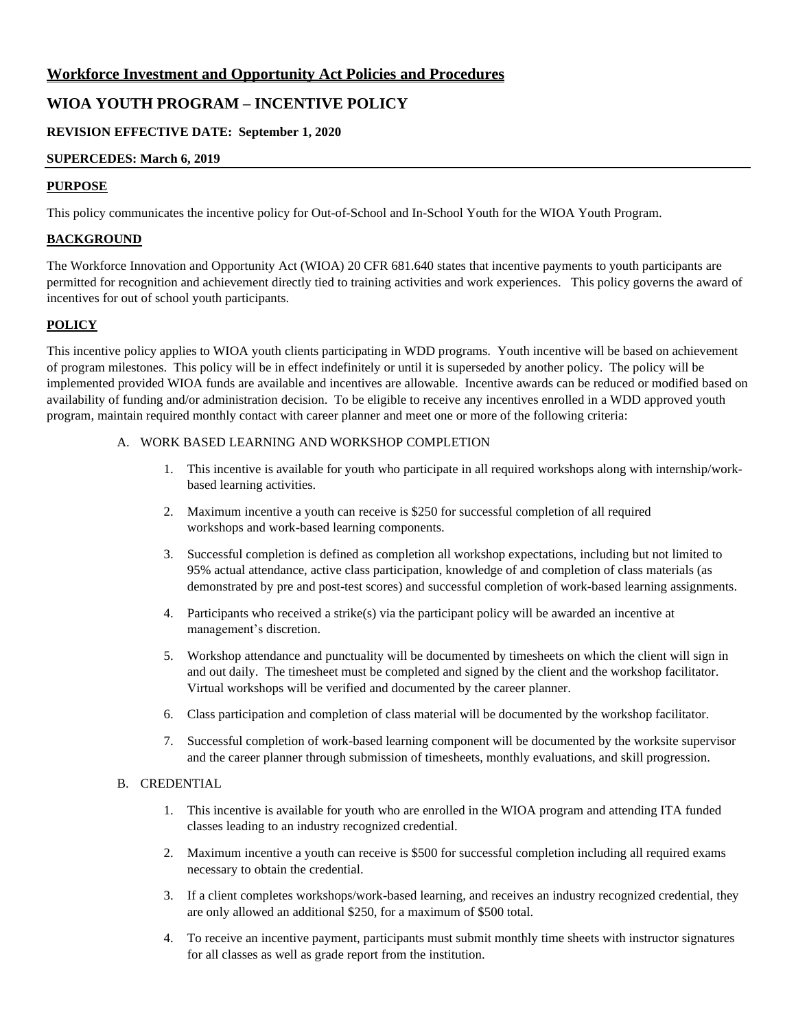## Workforce Investment and Opportunity Act Policies and Procedures

## WIOA YOUTH PROGRAM – INCENTIVE POLICY

**REVISION EFFECTIVE DATE: September 1, 2020**

**SUPERCEDES: March 6, 2019**

---

**PURPOSE**

This policy communicates the incentive policy for Out-of-School and In-School Youth for the WIOA Youth Program.

**BACKGROUND**

The Workforce Innovation and Opportunity Act (WIOA) 20 CFR 681.640 states that incentive payments to youth participants are permitted for recognition and achievement directly tied to training activities and work experiences. This policy governs the award of incentives for out of school youth participants.

**POLICY**

This incentive policy applies to WIOA youth clients participating in WDD programs. Youth incentive will be based on achievement of program milestones. This policy will be in effect indefinitely or until it is superseded by another policy. The policy will be implemented provided WIOA funds are available and incentives are allowable. Incentive awards can be reduced or modified based on availability of funding and/or administration decision. To be eligible to receive any incentives enrolled in a WDD approved youth program, maintain required monthly contact with career planner and meet one or more of the following criteria:

A. WORK BASED LEARNING AND WORKSHOP COMPLETION

1. This incentive is available for youth who participate in all required workshops along with internship/work-based learning activities.
2. Maximum incentive a youth can receive is $250 for successful completion of all required workshops and work-based learning components.
3. Successful completion is defined as completion all workshop expectations, including but not limited to 95% actual attendance, active class participation, knowledge of and completion of class materials (as demonstrated by pre and post-test scores) and successful completion of work-based learning assignments.
4. Participants who received a strike(s) via the participant policy will be awarded an incentive at management's discretion.
5. Workshop attendance and punctuality will be documented by timesheets on which the client will sign in and out daily. The timesheet must be completed and signed by the client and the workshop facilitator. Virtual workshops will be verified and documented by the career planner.
6. Class participation and completion of class material will be documented by the workshop facilitator.
7. Successful completion of work-based learning component will be documented by the worksite supervisor and the career planner through submission of timesheets, monthly evaluations, and skill progression.

B. CREDENTIAL

1. This incentive is available for youth who are enrolled in the WIOA program and attending ITA funded classes leading to an industry recognized credential.
2. Maximum incentive a youth can receive is $500 for successful completion including all required exams necessary to obtain the credential.
3. If a client completes workshops/work-based learning, and receives an industry recognized credential, they are only allowed an additional $250, for a maximum of $500 total.
4. To receive an incentive payment, participants must submit monthly time sheets with instructor signatures for all classes as well as grade report from the institution.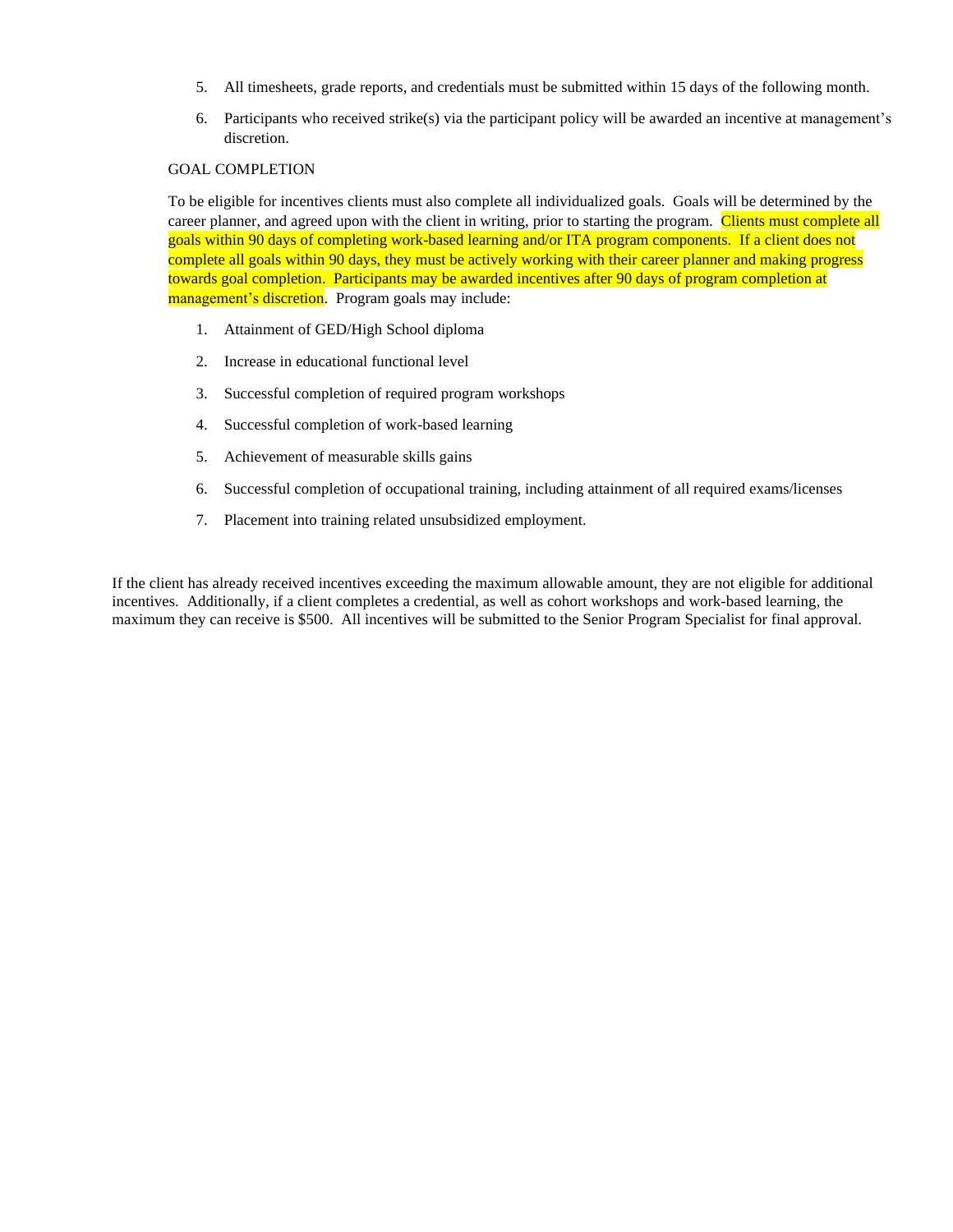5. All timesheets, grade reports, and credentials must be submitted within 15 days of the following month.
6. Participants who received strike(s) via the participant policy will be awarded an incentive at management's discretion.

GOAL COMPLETION

To be eligible for incentives clients must also complete all individualized goals. Goals will be determined by the career planner, and agreed upon with the client in writing, prior to starting the program. Clients must complete all goals within 90 days of completing work-based learning and/or ITA program components. If a client does not complete all goals within 90 days, they must be actively working with their career planner and making progress towards goal completion. Participants may be awarded incentives after 90 days of program completion at management's discretion. Program goals may include:

1. Attainment of GED/High School diploma
2. Increase in educational functional level
3. Successful completion of required program workshops
4. Successful completion of work-based learning
5. Achievement of measurable skills gains
6. Successful completion of occupational training, including attainment of all required exams/licenses
7. Placement into training related unsubsidized employment.

If the client has already received incentives exceeding the maximum allowable amount, they are not eligible for additional incentives. Additionally, if a client completes a credential, as well as cohort workshops and work-based learning, the maximum they can receive is $500. All incentives will be submitted to the Senior Program Specialist for final approval.